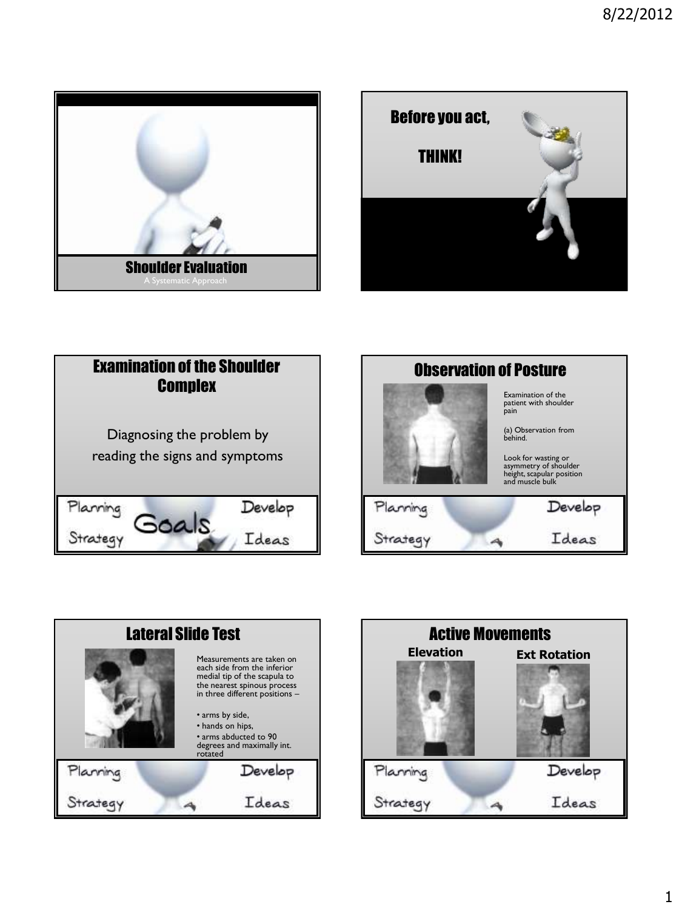## Shoulder Evaluation

A Systematic Approach

## Before you act,

## THINK!

## Examination of the Shoulder Complex

Diagnosing the problem by reading the signs and symptoms

Planning Develop Goals Strategy Ideas

## Observation of Posture

Examination of the patient with shoulder pain

(a) Observation from behind.

Look for wasting or asymmetry of shoulder height, scapular position and muscle bulk

Planning Develop Strategy Ideas

## Lateral Slide Test

Measurements are taken on each side from the inferior medial tip of the scapula to the nearest spinous process in three different positions –

- arms by side,
- hands on hips,
- arms abducted to 90 degrees and maximally int. rotated

Planning Develop Strategy Ideas

## Active Movements

**Elevation** **Ext Rotation**

Planning Develop Strategy Ideas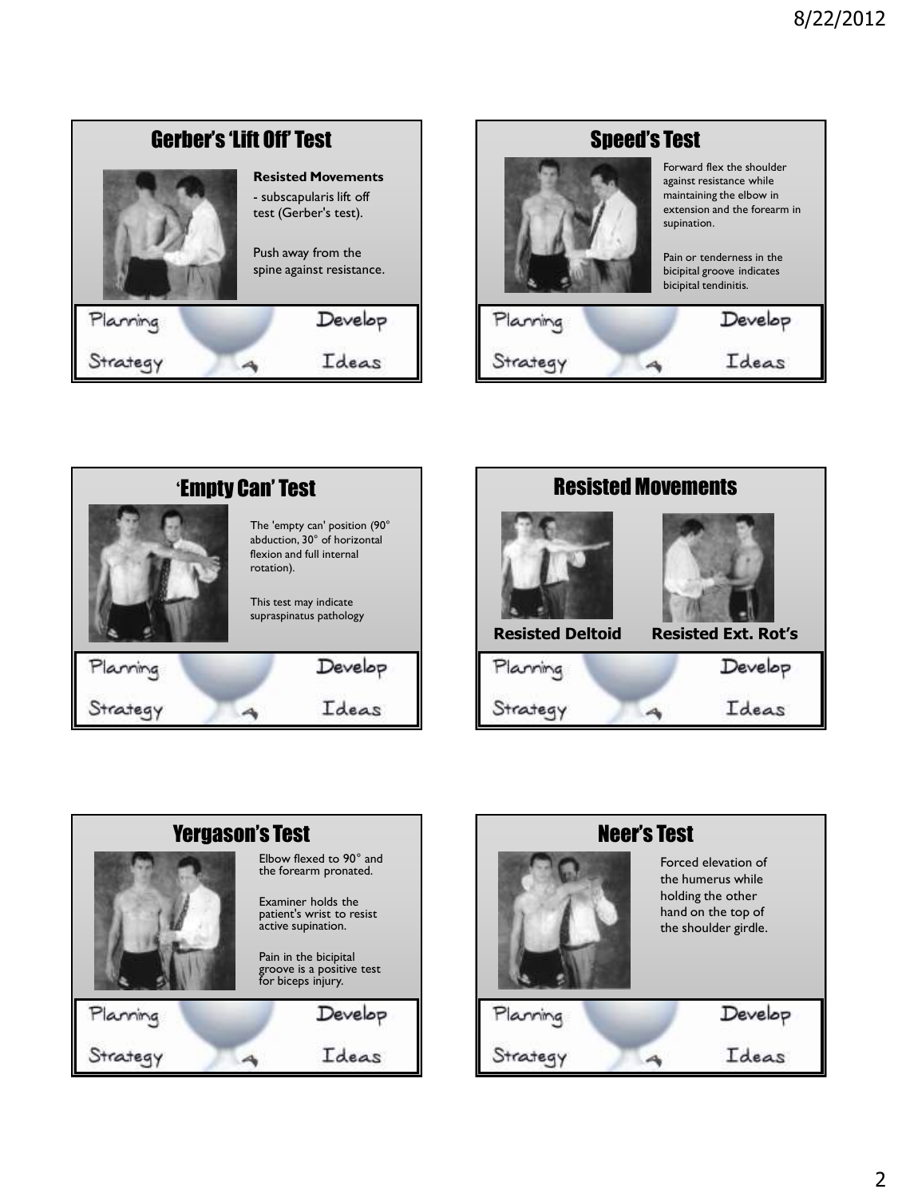## Gerber's 'Lift Off' Test

**Resisted Movements**
- subscapularis lift off test (Gerber's test).

Push away from the spine against resistance.

Planning Develop Strategy Ideas

## Speed's Test

Forward flex the shoulder against resistance while maintaining the elbow in extension and the forearm in supination.

Pain or tenderness in the bicipital groove indicates bicipital tendinitis.

Planning Develop Strategy Ideas

## 'Empty Can' Test

The 'empty can' position (90° abduction, 30° of horizontal flexion and full internal rotation).

This test may indicate supraspinatus pathology

Planning Develop Strategy Ideas

## Resisted Movements

**Resisted Deltoid**

**Resisted Ext. Rot's**

Planning Develop Strategy Ideas

## Yergason's Test

Elbow flexed to 90° and the forearm pronated.

Examiner holds the patient's wrist to resist active supination.

Pain in the bicipital groove is a positive test for biceps injury.

Planning Develop Strategy Ideas

## Neer's Test

Forced elevation of the humerus while holding the other hand on the top of the shoulder girdle.

Planning Develop Strategy Ideas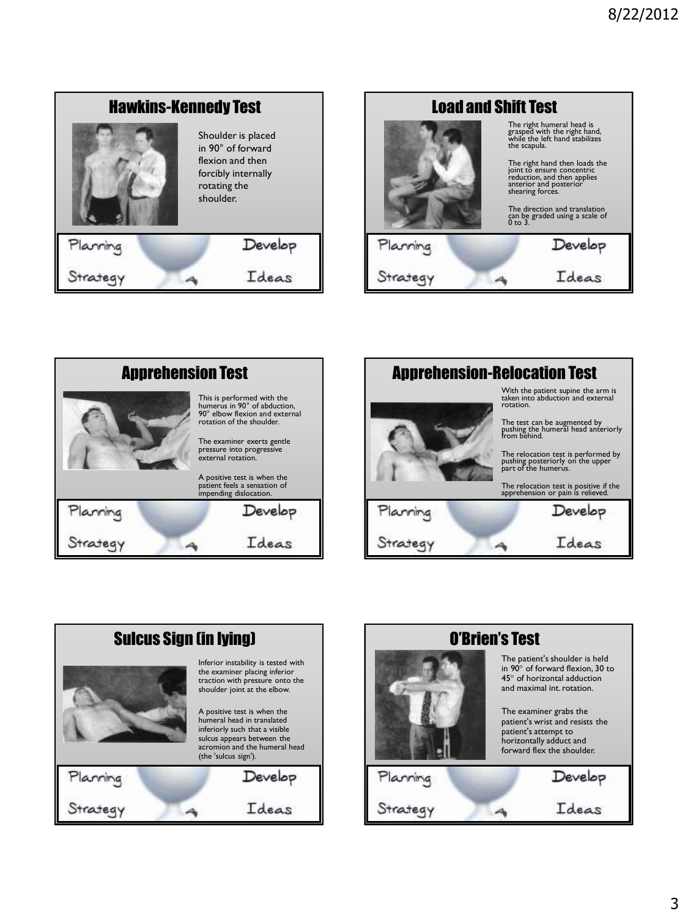## Hawkins-Kennedy Test

Shoulder is placed in 90° of forward flexion and then forcibly internally rotating the shoulder.

Planning Develop

Strategy Ideas

## Load and Shift Test

The right humeral head is grasped with the right hand, while the left hand stabilizes the scapula.

The right hand then loads the joint to ensure concentric reduction, and then applies anterior and posterior shearing forces.

The direction and translation can be graded using a scale of 0 to 3.

Planning Develop

Strategy Ideas

## Apprehension Test

This is performed with the humerus in 90° of abduction, 90° elbow flexion and external rotation of the shoulder.

The examiner exerts gentle pressure into progressive external rotation.

A positive test is when the patient feels a sensation of impending dislocation.

Planning Develop

Strategy Ideas

## Apprehension-Relocation Test

With the patient supine the arm is taken into abduction and external rotation.

The test can be augmented by pushing the humeral head anteriorly from behind.

The relocation test is performed by pushing posteriorly on the upper part of the humerus.

The relocation test is positive if the apprehension or pain is relieved.

Planning Develop

Strategy Ideas

## Sulcus Sign (in lying)

Inferior instability is tested with the examiner placing inferior traction with pressure onto the shoulder joint at the elbow.

A positive test is when the humeral head in translated inferiorly such that a visible sulcus appears between the acromion and the humeral head (the 'sulcus sign').

Planning Develop

Strategy Ideas

## O'Brien's Test

The patient's shoulder is held in 90° of forward flexion, 30 to 45° of horizontal adduction and maximal int. rotation.

The examiner grabs the patient's wrist and resists the patient's attempt to horizontally adduct and forward flex the shoulder.

Planning Develop

Strategy Ideas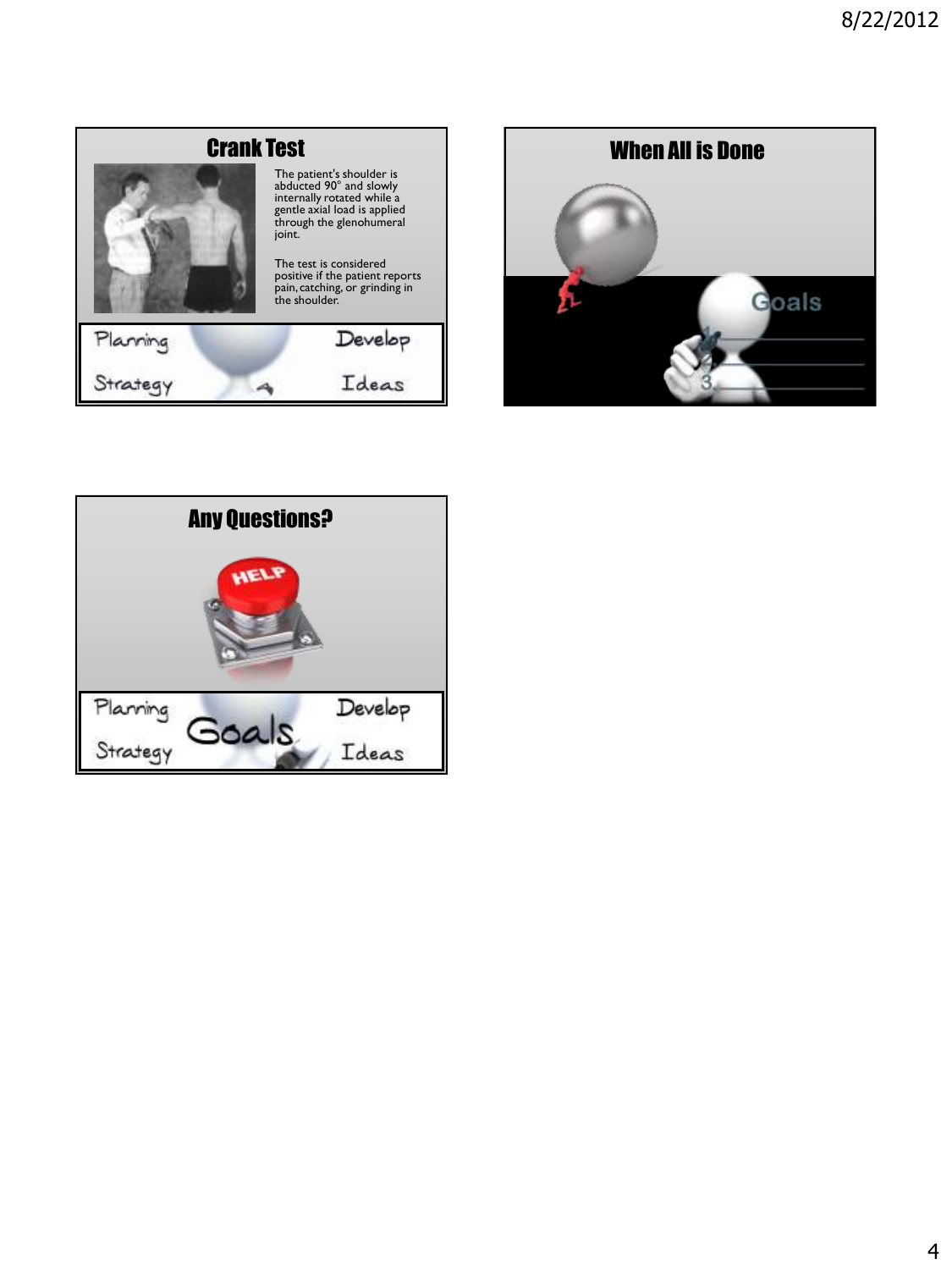## Crank Test

The patient's shoulder is abducted 90° and slowly internally rotated while a gentle axial load is applied through the glenohumeral joint.

The test is considered positive if the patient reports pain, catching, or grinding in the shoulder.

Planning Develop

Strategy Ideas

## When All is Done

Goals

## Any Questions?

HELP

Planning Goals Develop

Strategy Ideas